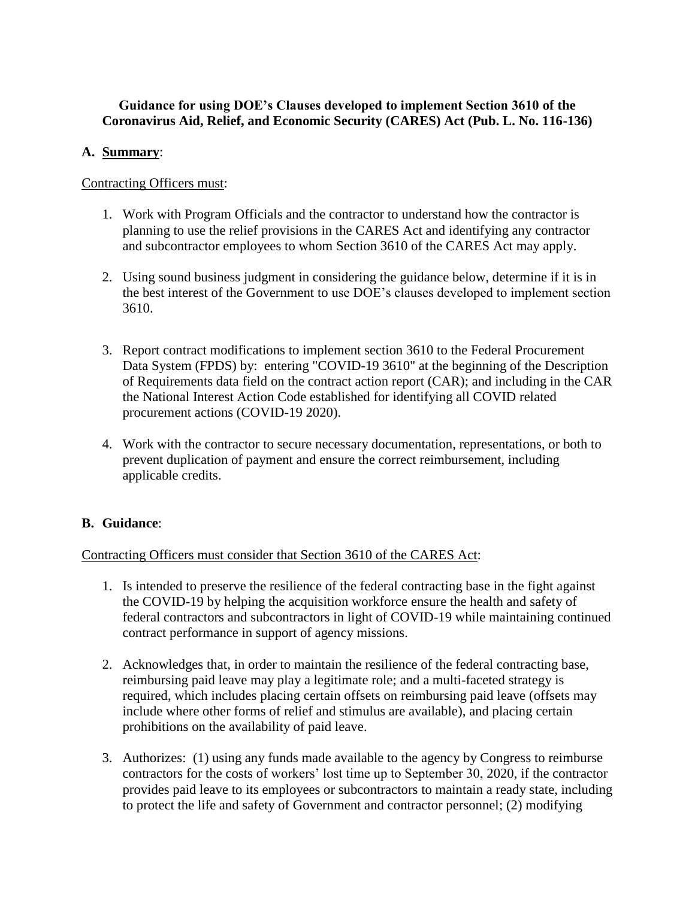**Guidance for using DOE's Clauses developed to implement Section 3610 of the Coronavirus Aid, Relief, and Economic Security (CARES) Act (Pub. L. No. 116-136)**

## A. Summary:

Contracting Officers must:

1. Work with Program Officials and the contractor to understand how the contractor is planning to use the relief provisions in the CARES Act and identifying any contractor and subcontractor employees to whom Section 3610 of the CARES Act may apply.

2. Using sound business judgment in considering the guidance below, determine if it is in the best interest of the Government to use DOE's clauses developed to implement section 3610.

3. Report contract modifications to implement section 3610 to the Federal Procurement Data System (FPDS) by: entering "COVID-19 3610" at the beginning of the Description of Requirements data field on the contract action report (CAR); and including in the CAR the National Interest Action Code established for identifying all COVID related procurement actions (COVID-19 2020).

4. Work with the contractor to secure necessary documentation, representations, or both to prevent duplication of payment and ensure the correct reimbursement, including applicable credits.

## B. Guidance:

Contracting Officers must consider that Section 3610 of the CARES Act:

1. Is intended to preserve the resilience of the federal contracting base in the fight against the COVID-19 by helping the acquisition workforce ensure the health and safety of federal contractors and subcontractors in light of COVID-19 while maintaining continued contract performance in support of agency missions.

2. Acknowledges that, in order to maintain the resilience of the federal contracting base, reimbursing paid leave may play a legitimate role; and a multi-faceted strategy is required, which includes placing certain offsets on reimbursing paid leave (offsets may include where other forms of relief and stimulus are available), and placing certain prohibitions on the availability of paid leave.

3. Authorizes: (1) using any funds made available to the agency by Congress to reimburse contractors for the costs of workers' lost time up to September 30, 2020, if the contractor provides paid leave to its employees or subcontractors to maintain a ready state, including to protect the life and safety of Government and contractor personnel; (2) modifying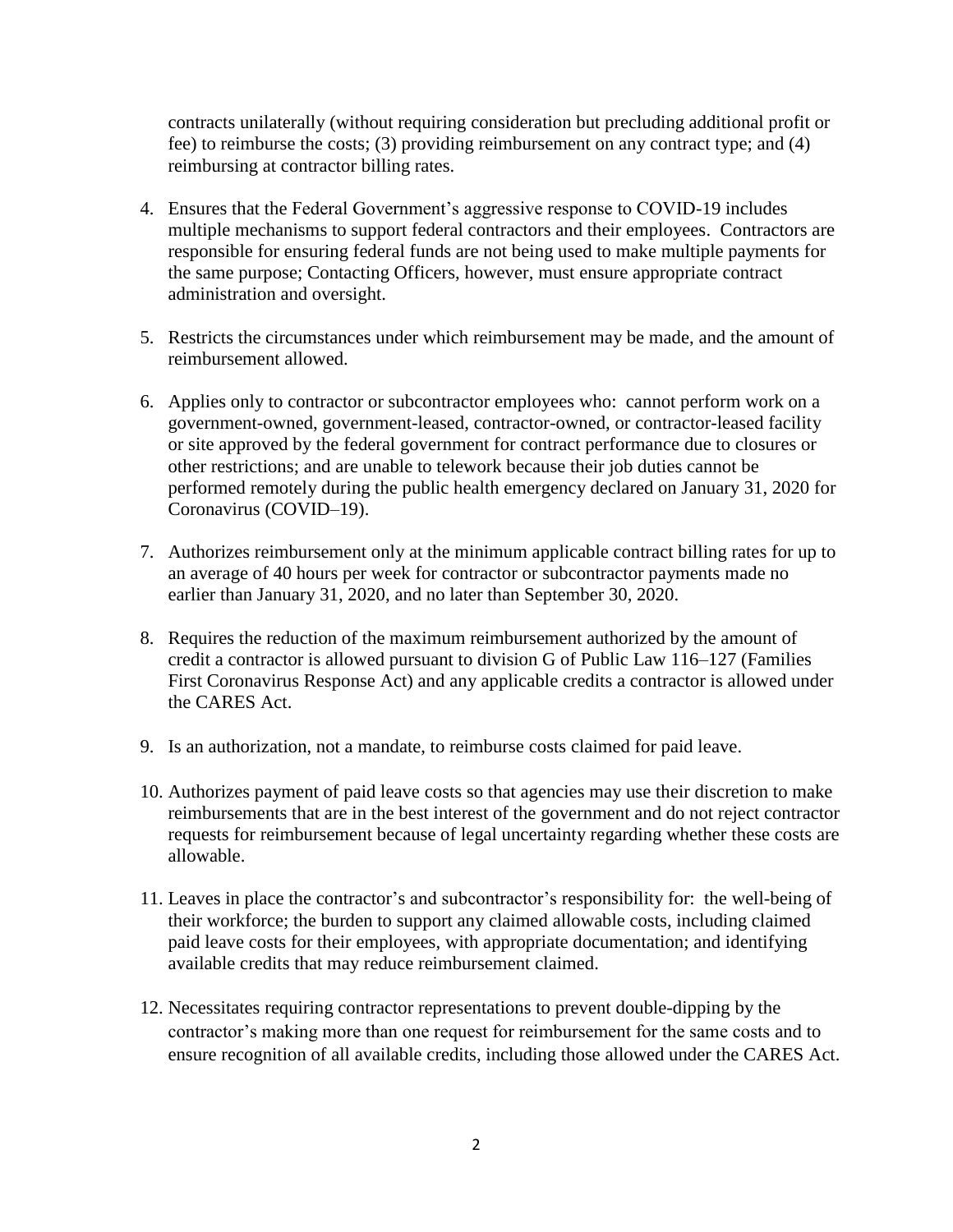contracts unilaterally (without requiring consideration but precluding additional profit or fee) to reimburse the costs; (3) providing reimbursement on any contract type; and (4) reimbursing at contractor billing rates.

4. Ensures that the Federal Government's aggressive response to COVID-19 includes multiple mechanisms to support federal contractors and their employees. Contractors are responsible for ensuring federal funds are not being used to make multiple payments for the same purpose; Contacting Officers, however, must ensure appropriate contract administration and oversight.

5. Restricts the circumstances under which reimbursement may be made, and the amount of reimbursement allowed.

6. Applies only to contractor or subcontractor employees who: cannot perform work on a government-owned, government-leased, contractor-owned, or contractor-leased facility or site approved by the federal government for contract performance due to closures or other restrictions; and are unable to telework because their job duties cannot be performed remotely during the public health emergency declared on January 31, 2020 for Coronavirus (COVID–19).

7. Authorizes reimbursement only at the minimum applicable contract billing rates for up to an average of 40 hours per week for contractor or subcontractor payments made no earlier than January 31, 2020, and no later than September 30, 2020.

8. Requires the reduction of the maximum reimbursement authorized by the amount of credit a contractor is allowed pursuant to division G of Public Law 116–127 (Families First Coronavirus Response Act) and any applicable credits a contractor is allowed under the CARES Act.

9. Is an authorization, not a mandate, to reimburse costs claimed for paid leave.

10. Authorizes payment of paid leave costs so that agencies may use their discretion to make reimbursements that are in the best interest of the government and do not reject contractor requests for reimbursement because of legal uncertainty regarding whether these costs are allowable.

11. Leaves in place the contractor's and subcontractor's responsibility for: the well-being of their workforce; the burden to support any claimed allowable costs, including claimed paid leave costs for their employees, with appropriate documentation; and identifying available credits that may reduce reimbursement claimed.

12. Necessitates requiring contractor representations to prevent double-dipping by the contractor's making more than one request for reimbursement for the same costs and to ensure recognition of all available credits, including those allowed under the CARES Act.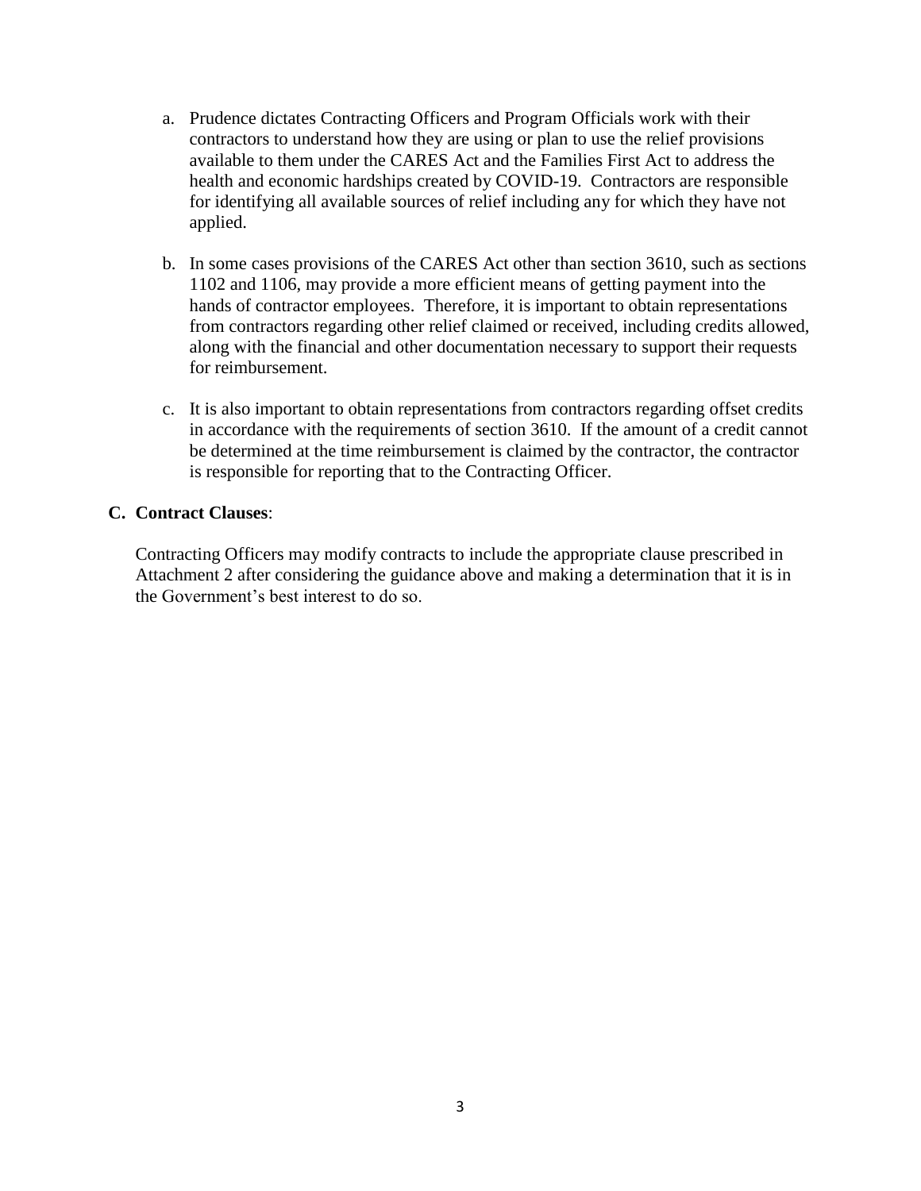a. Prudence dictates Contracting Officers and Program Officials work with their contractors to understand how they are using or plan to use the relief provisions available to them under the CARES Act and the Families First Act to address the health and economic hardships created by COVID-19. Contractors are responsible for identifying all available sources of relief including any for which they have not applied.

b. In some cases provisions of the CARES Act other than section 3610, such as sections 1102 and 1106, may provide a more efficient means of getting payment into the hands of contractor employees. Therefore, it is important to obtain representations from contractors regarding other relief claimed or received, including credits allowed, along with the financial and other documentation necessary to support their requests for reimbursement.

c. It is also important to obtain representations from contractors regarding offset credits in accordance with the requirements of section 3610. If the amount of a credit cannot be determined at the time reimbursement is claimed by the contractor, the contractor is responsible for reporting that to the Contracting Officer.

### C. Contract Clauses:

Contracting Officers may modify contracts to include the appropriate clause prescribed in Attachment 2 after considering the guidance above and making a determination that it is in the Government's best interest to do so.